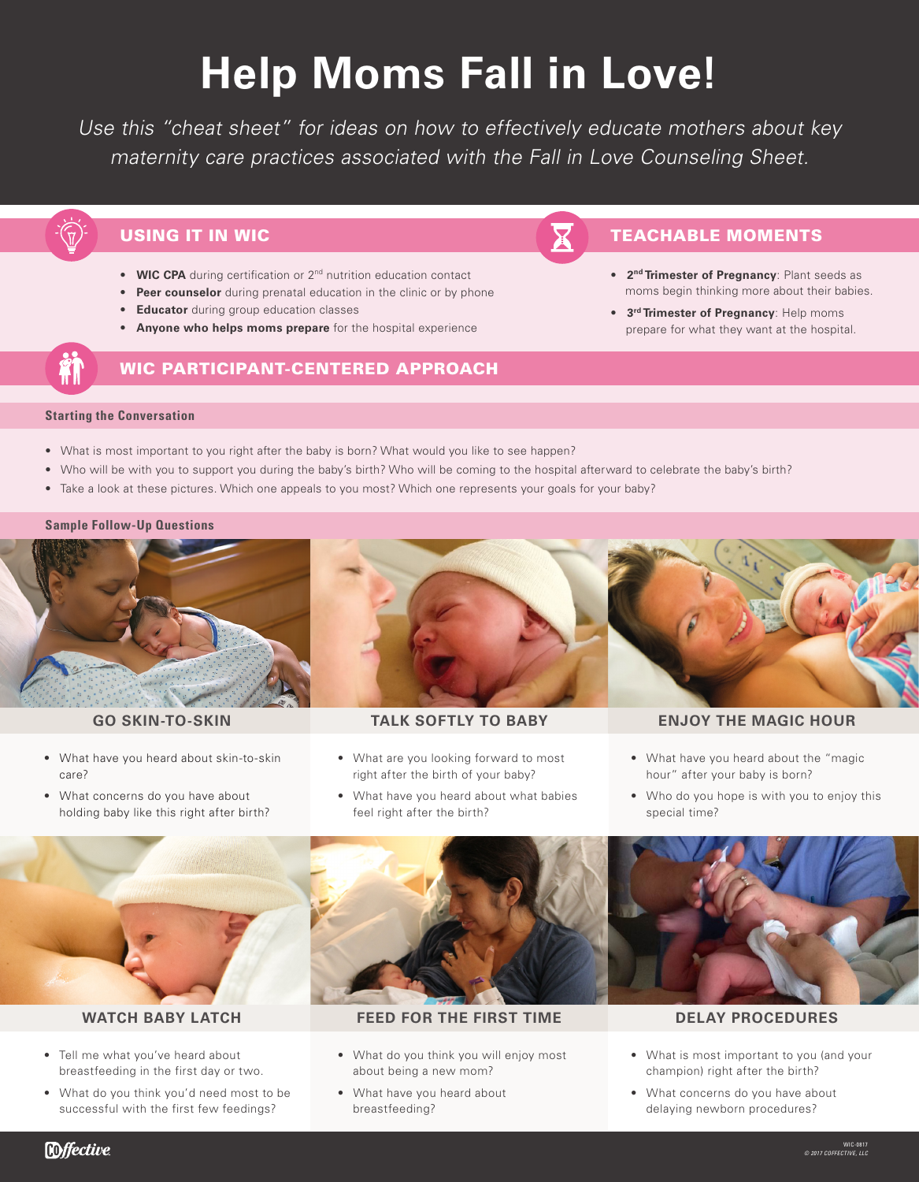# Help Moms Fall in Love!

*Use this "cheat sheet" for ideas on how to effectively educate mothers about key maternity care practices associated with the Fall in Love Counseling Sheet.*

## USING IT IN WIC

- **WIC CPA** during certification or 2nd nutrition education contact
- **Peer counselor** during prenatal education in the clinic or by phone
- **Educator** during group education classes
- **Anyone who helps moms prepare** for the hospital experience

## TEACHABLE MOMENTS

- **2nd Trimester of Pregnancy**: Plant seeds as moms begin thinking more about their babies.
- **3rd Trimester of Pregnancy**: Help moms prepare for what they want at the hospital.

## WIC PARTICIPANT-CENTERED APPROACH

### Starting the Conversation

- What is most important to you right after the baby is born? What would you like to see happen?
- Who will be with you to support you during the baby's birth? Who will be coming to the hospital afterward to celebrate the baby's birth?
- Take a look at these pictures. Which one appeals to you most? Which one represents your goals for your baby?

### Sample Follow-Up Questions

#### GO SKIN-TO-SKIN

- What have you heard about skin-to-skin care?
- What concerns do you have about holding baby like this right after birth?

#### TALK SOFTLY TO BABY

- What are you looking forward to most right after the birth of your baby?
- What have you heard about what babies feel right after the birth?

#### ENJOY THE MAGIC HOUR

- What have you heard about the "magic hour" after your baby is born?
- Who do you hope is with you to enjoy this special time?

#### WATCH BABY LATCH

- Tell me what you've heard about breastfeeding in the first day or two.
- What do you think you'd need most to be successful with the first few feedings?

#### FEED FOR THE FIRST TIME

- What do you think you will enjoy most about being a new mom?
- What have you heard about breastfeeding?

#### DELAY PROCEDURES

- What is most important to you (and your champion) right after the birth?
- What concerns do you have about delaying newborn procedures?

WIC-0817
© 2017 COFFECTIVE, LLC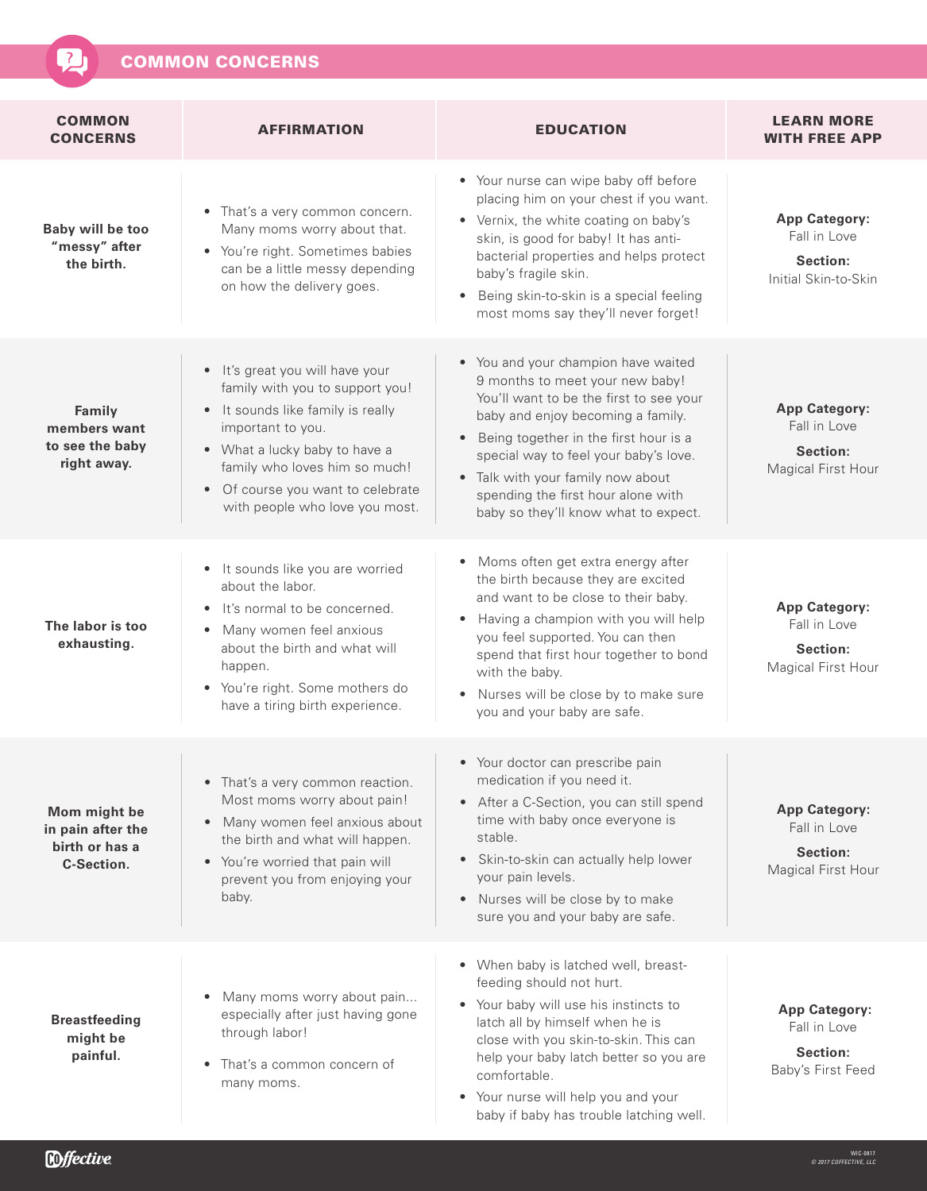## COMMON CONCERNS

| COMMON CONCERNS | AFFIRMATION | EDUCATION | LEARN MORE WITH FREE APP |
|---|---|---|---|
| **Baby will be too "messy" after the birth.** | • That's a very common concern. Many moms worry about that.<br>• You're right. Sometimes babies can be a little messy depending on how the delivery goes. | • Your nurse can wipe baby off before placing him on your chest if you want.<br>• Vernix, the white coating on baby's skin, is good for baby! It has anti-bacterial properties and helps protect baby's fragile skin.<br>• Being skin-to-skin is a special feeling most moms say they'll never forget! | **App Category:** Fall in Love<br>**Section:** Initial Skin-to-Skin |
| **Family members want to see the baby right away.** | • It's great you will have your family with you to support you!<br>• It sounds like family is really important to you.<br>• What a lucky baby to have a family who loves him so much!<br>• Of course you want to celebrate with people who love you most. | • You and your champion have waited 9 months to meet your new baby! You'll want to be the first to see your baby and enjoy becoming a family.<br>• Being together in the first hour is a special way to feel your baby's love.<br>• Talk with your family now about spending the first hour alone with baby so they'll know what to expect. | **App Category:** Fall in Love<br>**Section:** Magical First Hour |
| **The labor is too exhausting.** | • It sounds like you are worried about the labor.<br>• It's normal to be concerned.<br>• Many women feel anxious about the birth and what will happen.<br>• You're right. Some mothers do have a tiring birth experience. | • Moms often get extra energy after the birth because they are excited and want to be close to their baby.<br>• Having a champion with you will help you feel supported. You can then spend that first hour together to bond with the baby.<br>• Nurses will be close by to make sure you and your baby are safe. | **App Category:** Fall in Love<br>**Section:** Magical First Hour |
| **Mom might be in pain after the birth or has a C-Section.** | • That's a very common reaction. Most moms worry about pain!<br>• Many women feel anxious about the birth and what will happen.<br>• You're worried that pain will prevent you from enjoying your baby. | • Your doctor can prescribe pain medication if you need it.<br>• After a C-Section, you can still spend time with baby once everyone is stable.<br>• Skin-to-skin can actually help lower your pain levels.<br>• Nurses will be close by to make sure you and your baby are safe. | **App Category:** Fall in Love<br>**Section:** Magical First Hour |
| **Breastfeeding might be painful.** | • Many moms worry about pain... especially after just having gone through labor!<br>• That's a common concern of many moms. | • When baby is latched well, breast-feeding should not hurt.<br>• Your baby will use his instincts to latch all by himself when he is close with you skin-to-skin. This can help your baby latch better so you are comfortable.<br>• Your nurse will help you and your baby if baby has trouble latching well. | **App Category:** Fall in Love<br>**Section:** Baby's First Feed |

Coffective

WIC-0817
© 2017 COFFECTIVE, LLC